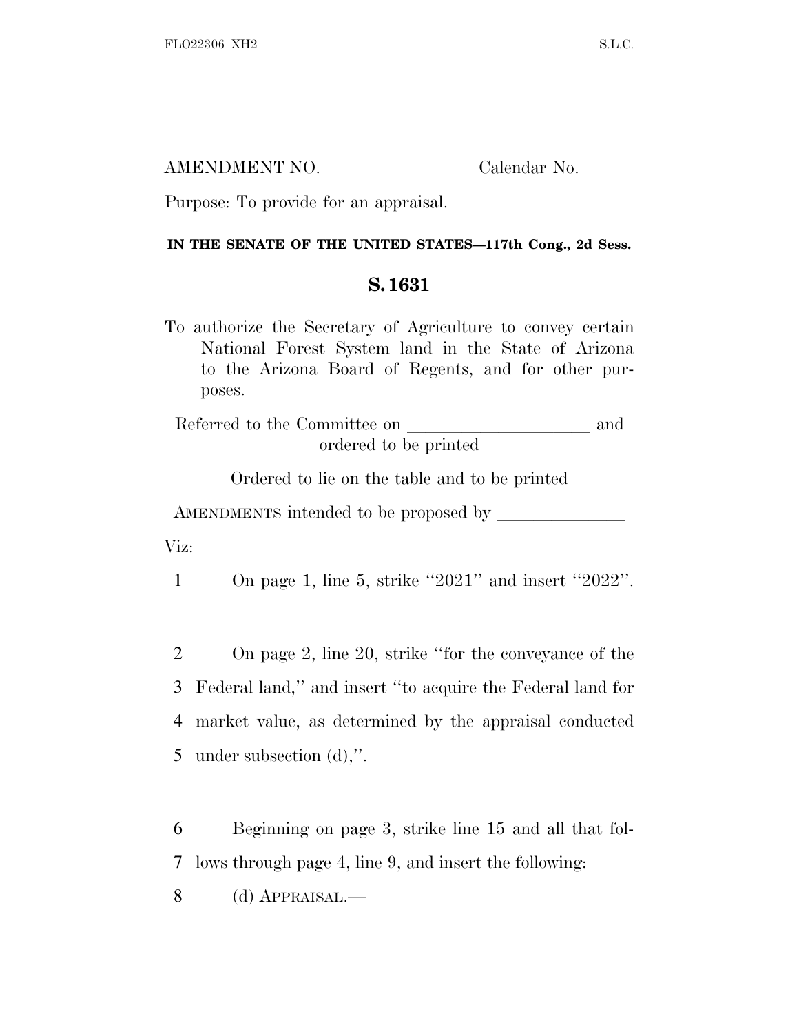AMENDMENT NO.________ Calendar No.______

Purpose: To provide for an appraisal.

**IN THE SENATE OF THE UNITED STATES—117th Cong., 2d Sess.**

## S. 1631

To authorize the Secretary of Agriculture to convey certain National Forest System land in the State of Arizona to the Arizona Board of Regents, and for other purposes.

Referred to the Committee on ____________________ and ordered to be printed

Ordered to lie on the table and to be printed

AMENDMENTS intended to be proposed by ______________

Viz:

1 On page 1, line 5, strike "2021" and insert "2022".

2 On page 2, line 20, strike "for the conveyance of the
3 Federal land," and insert "to acquire the Federal land for
4 market value, as determined by the appraisal conducted
5 under subsection (d),".

6 Beginning on page 3, strike line 15 and all that fol-
7 lows through page 4, line 9, and insert the following:
8 (d) APPRAISAL.—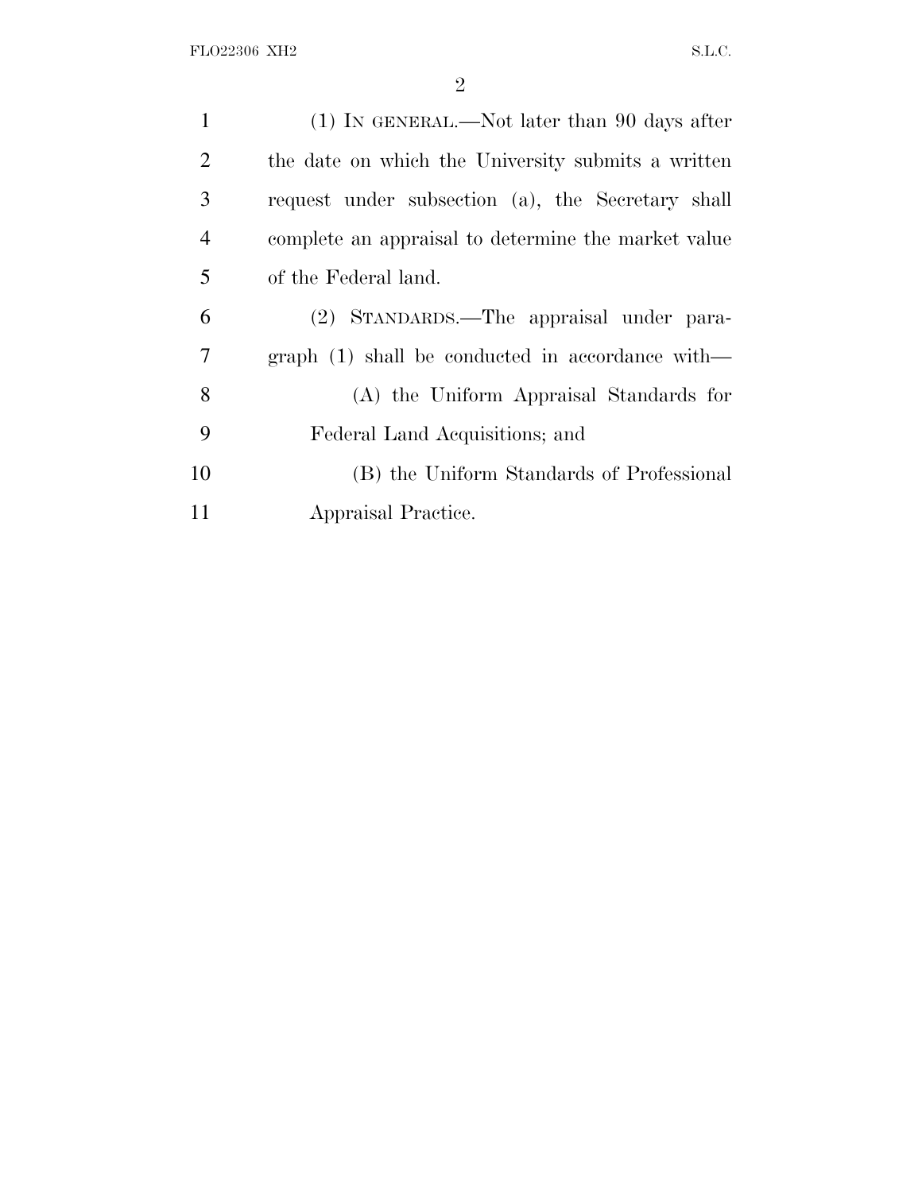(1) IN GENERAL.—Not later than 90 days after the date on which the University submits a written request under subsection (a), the Secretary shall complete an appraisal to determine the market value of the Federal land.

(2) STANDARDS.—The appraisal under paragraph (1) shall be conducted in accordance with—

(A) the Uniform Appraisal Standards for Federal Land Acquisitions; and

(B) the Uniform Standards of Professional Appraisal Practice.